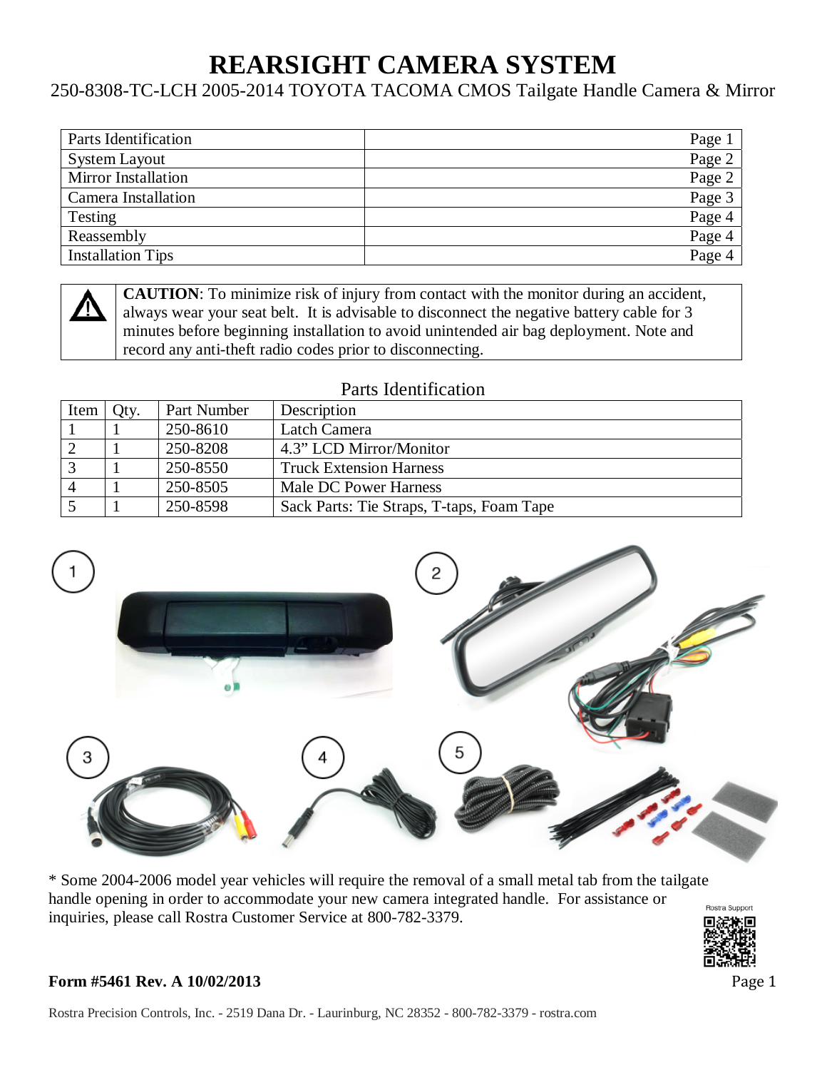# REARSIGHT CAMERA SYSTEM

250-8308-TC-LCH 2005-2014 TOYOTA TACOMA CMOS Tailgate Handle Camera & Mirror

| | |
|---|---|
| Parts Identification | Page 1 |
| System Layout | Page 2 |
| Mirror Installation | Page 2 |
| Camera Installation | Page 3 |
| Testing | Page 4 |
| Reassembly | Page 4 |
| Installation Tips | Page 4 |

| | |
|---|---|
| ⚠ | **CAUTION**: To minimize risk of injury from contact with the monitor during an accident, always wear your seat belt. It is advisable to disconnect the negative battery cable for 3 minutes before beginning installation to avoid unintended air bag deployment. Note and record any anti-theft radio codes prior to disconnecting. |

## Parts Identification

| Item | Qty. | Part Number | Description |
|---|---|---|---|
| 1 | 1 | 250-8610 | Latch Camera |
| 2 | 1 | 250-8208 | 4.3” LCD Mirror/Monitor |
| 3 | 1 | 250-8550 | Truck Extension Harness |
| 4 | 1 | 250-8505 | Male DC Power Harness |
| 5 | 1 | 250-8598 | Sack Parts: Tie Straps, T-taps, Foam Tape |

1 2 3 4 5

* Some 2004-2006 model year vehicles will require the removal of a small metal tab from the tailgate handle opening in order to accommodate your new camera integrated handle. For assistance or inquiries, please call Rostra Customer Service at 800-782-3379.

Rostra Support

**Form #5461 Rev. A 10/02/2013**

Rostra Precision Controls, Inc. - 2519 Dana Dr. - Laurinburg, NC 28352 - 800-782-3379 - rostra.com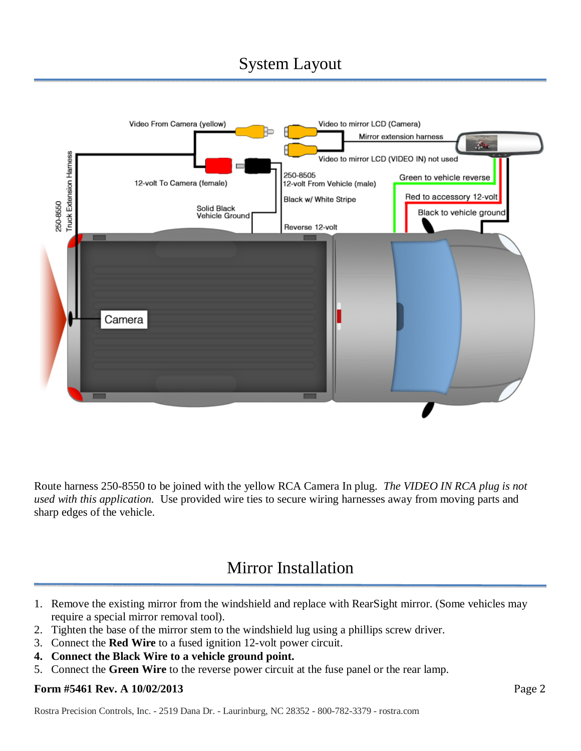# System Layout

Route harness 250-8550 to be joined with the yellow RCA Camera In plug. *The VIDEO IN RCA plug is not used with this application.* Use provided wire ties to secure wiring harnesses away from moving parts and sharp edges of the vehicle.

# Mirror Installation

1. Remove the existing mirror from the windshield and replace with RearSight mirror. (Some vehicles may require a special mirror removal tool).
2. Tighten the base of the mirror stem to the windshield lug using a phillips screw driver.
3. Connect the **Red Wire** to a fused ignition 12-volt power circuit.
4. **Connect the Black Wire to a vehicle ground point.**
5. Connect the **Green Wire** to the reverse power circuit at the fuse panel or the rear lamp.

**Form #5461 Rev. A 10/02/2013**

Rostra Precision Controls, Inc. - 2519 Dana Dr. - Laurinburg, NC 28352 - 800-782-3379 - rostra.com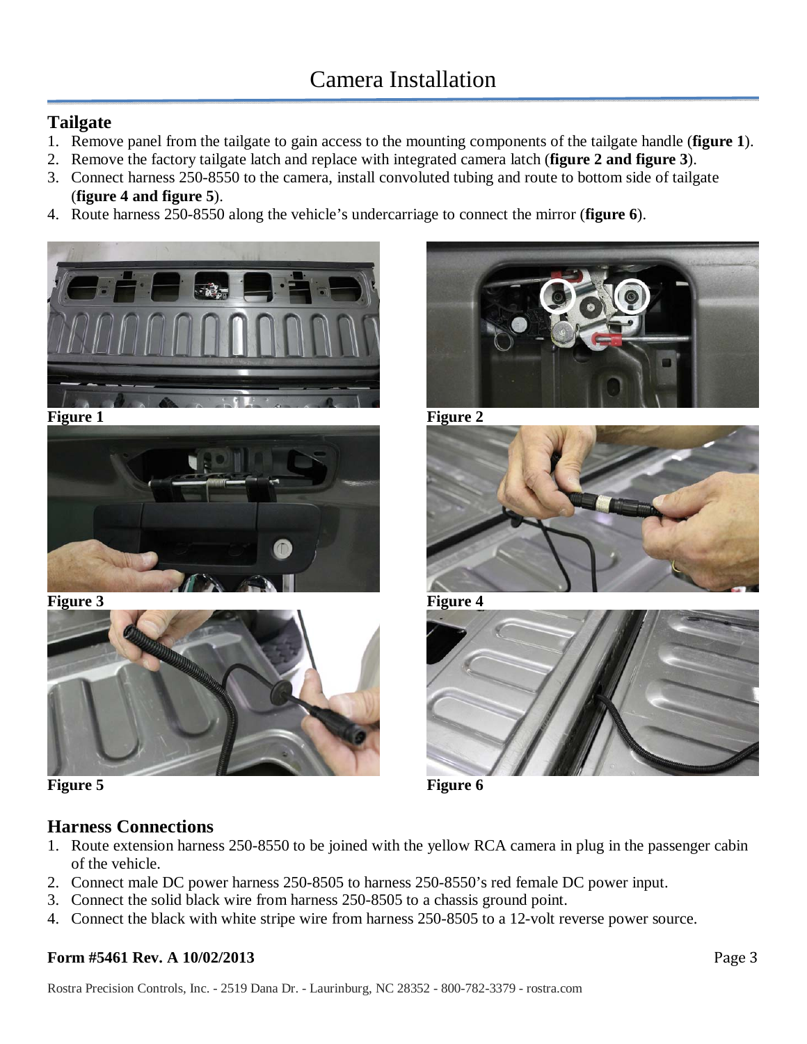# Camera Installation

## Tailgate

1. Remove panel from the tailgate to gain access to the mounting components of the tailgate handle (**figure 1**).
2. Remove the factory tailgate latch and replace with integrated camera latch (**figure 2 and figure 3**).
3. Connect harness 250-8550 to the camera, install convoluted tubing and route to bottom side of tailgate (**figure 4 and figure 5**).
4. Route harness 250-8550 along the vehicle's undercarriage to connect the mirror (**figure 6**).

**Figure 1**

**Figure 2**

**Figure 3**

**Figure 4**

**Figure 5**

**Figure 6**

## Harness Connections

1. Route extension harness 250-8550 to be joined with the yellow RCA camera in plug in the passenger cabin of the vehicle.
2. Connect male DC power harness 250-8505 to harness 250-8550's red female DC power input.
3. Connect the solid black wire from harness 250-8505 to a chassis ground point.
4. Connect the black with white stripe wire from harness 250-8505 to a 12-volt reverse power source.

**Form #5461 Rev. A 10/02/2013**

Rostra Precision Controls, Inc. - 2519 Dana Dr. - Laurinburg, NC 28352 - 800-782-3379 - rostra.com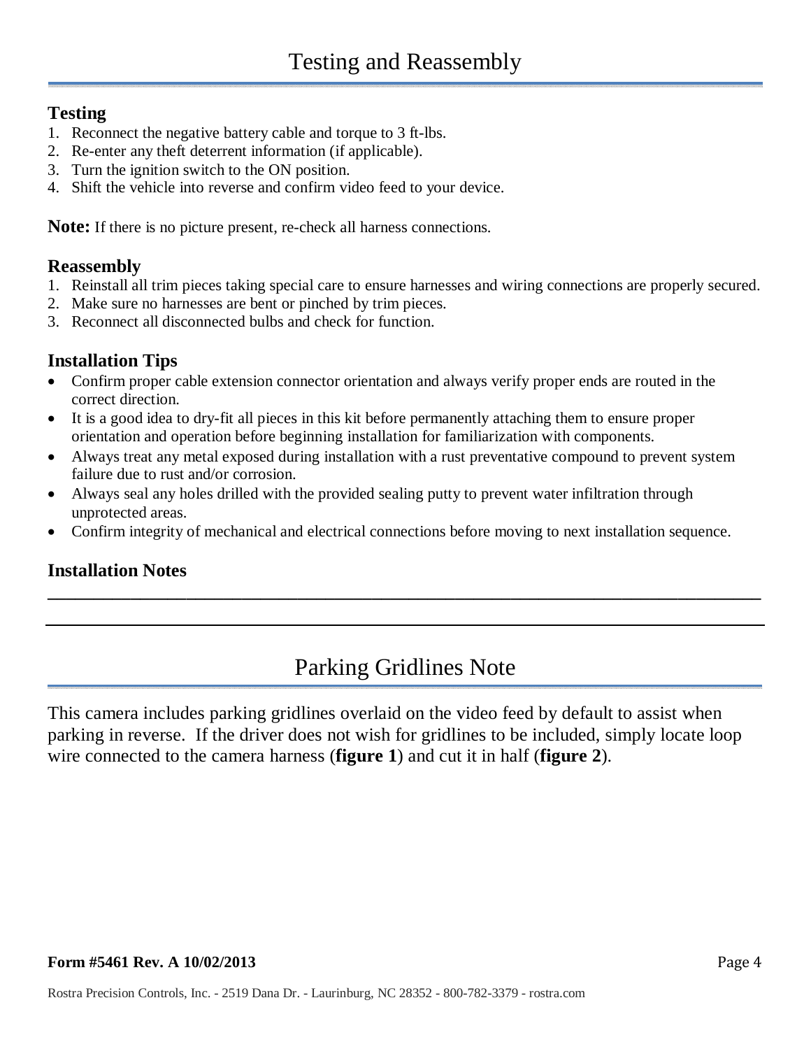# Testing and Reassembly

## Testing

1. Reconnect the negative battery cable and torque to 3 ft-lbs.
2. Re-enter any theft deterrent information (if applicable).
3. Turn the ignition switch to the ON position.
4. Shift the vehicle into reverse and confirm video feed to your device.

**Note:** If there is no picture present, re-check all harness connections.

## Reassembly

1. Reinstall all trim pieces taking special care to ensure harnesses and wiring connections are properly secured.
2. Make sure no harnesses are bent or pinched by trim pieces.
3. Reconnect all disconnected bulbs and check for function.

## Installation Tips

- Confirm proper cable extension connector orientation and always verify proper ends are routed in the correct direction.
- It is a good idea to dry-fit all pieces in this kit before permanently attaching them to ensure proper orientation and operation before beginning installation for familiarization with components.
- Always treat any metal exposed during installation with a rust preventative compound to prevent system failure due to rust and/or corrosion.
- Always seal any holes drilled with the provided sealing putty to prevent water infiltration through unprotected areas.
- Confirm integrity of mechanical and electrical connections before moving to next installation sequence.

## Installation Notes

___

___

# Parking Gridlines Note

This camera includes parking gridlines overlaid on the video feed by default to assist when parking in reverse. If the driver does not wish for gridlines to be included, simply locate loop wire connected to the camera harness (**figure 1**) and cut it in half (**figure 2**).

**Form #5461 Rev. A 10/02/2013**

Rostra Precision Controls, Inc. - 2519 Dana Dr. - Laurinburg, NC 28352 - 800-782-3379 - rostra.com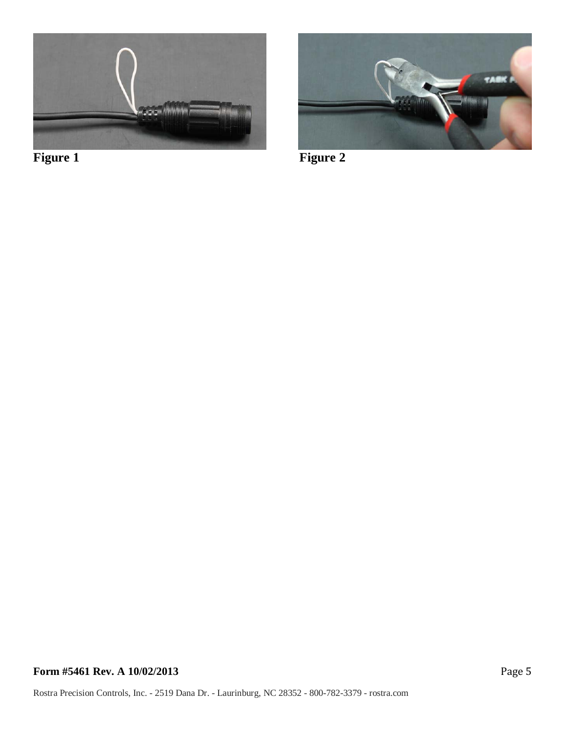Figure 1

Figure 2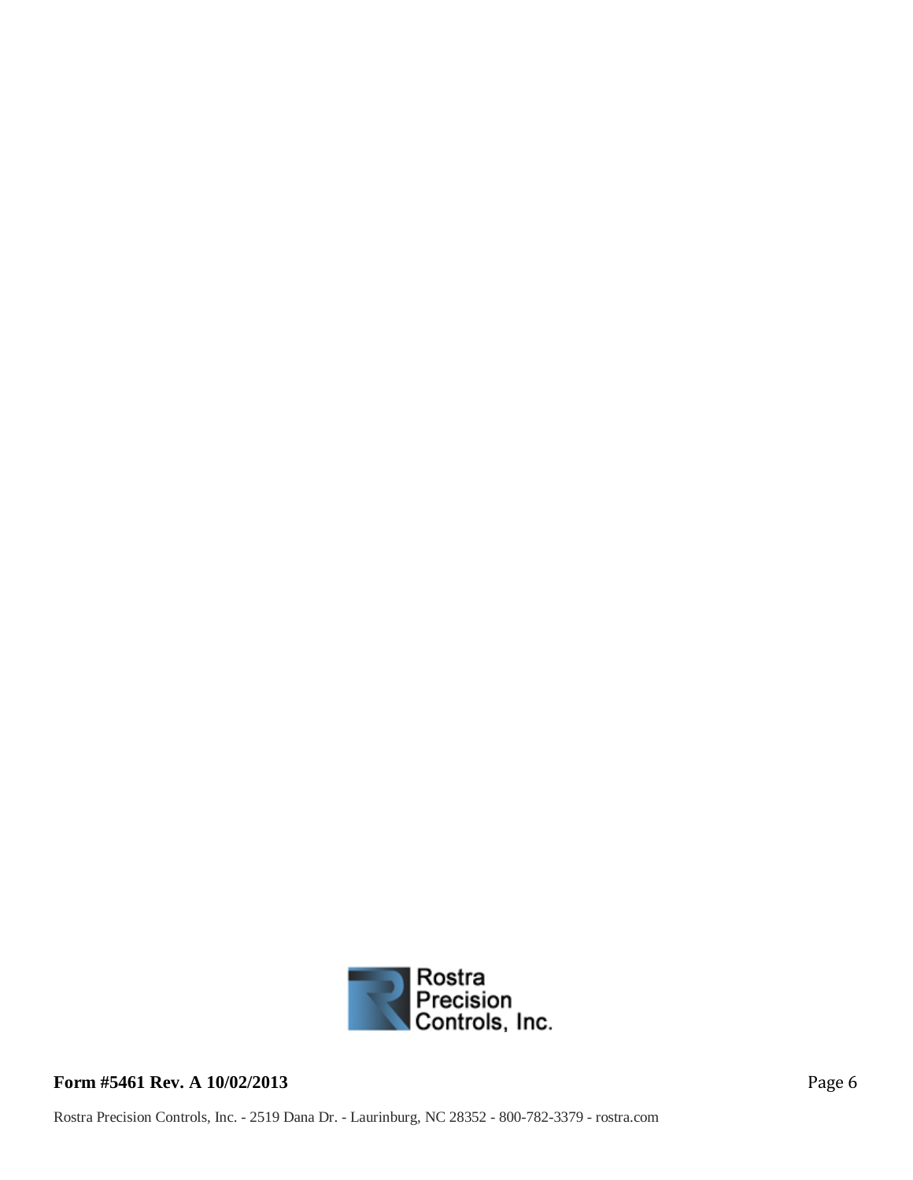Rostra
Precision
Controls, Inc.